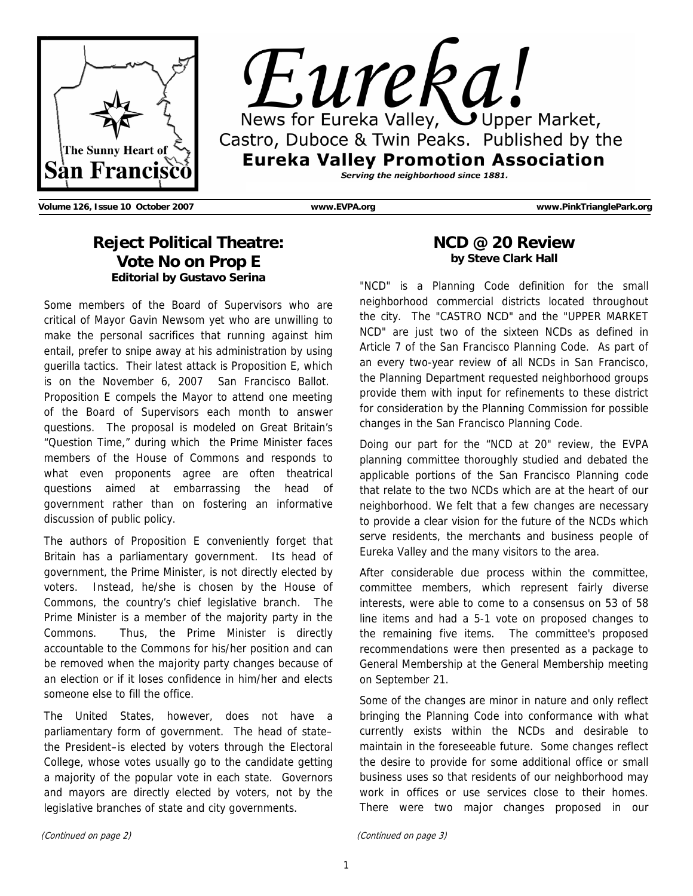# Eureka!

News for Eureka Valley, Upper Market, Castro, Duboce & Twin Peaks. Published by the **Eureka Valley Promotion Association**

*Serving the neighborhood since 1881.*

The Sunny Heart of San Francisco

**Volume 126, Issue 10 October 2007** **www.EVPA.org** **www.PinkTrianglePark.org**

## Reject Political Theatre: Vote No on Prop E

**Editorial by Gustavo Serina**

Some members of the Board of Supervisors who are critical of Mayor Gavin Newsom yet who are unwilling to make the personal sacrifices that running against him entail, prefer to snipe away at his administration by using guerilla tactics. Their latest attack is Proposition E, which is on the November 6, 2007 San Francisco Ballot. Proposition E compels the Mayor to attend one meeting of the Board of Supervisors each month to answer questions. The proposal is modeled on Great Britain's "Question Time," during which the Prime Minister faces members of the House of Commons and responds to what even proponents agree are often theatrical questions aimed at embarrassing the head of government rather than on fostering an informative discussion of public policy.

The authors of Proposition E conveniently forget that Britain has a parliamentary government. Its head of government, the Prime Minister, is not directly elected by voters. Instead, he/she is chosen by the House of Commons, the country's chief legislative branch. The Prime Minister is a member of the majority party in the Commons. Thus, the Prime Minister is directly accountable to the Commons for his/her position and can be removed when the majority party changes because of an election or if it loses confidence in him/her and elects someone else to fill the office.

The United States, however, does not have a parliamentary form of government. The head of state–the President–is elected by voters through the Electoral College, whose votes usually go to the candidate getting a majority of the popular vote in each state. Governors and mayors are directly elected by voters, not by the legislative branches of state and city governments.

*(Continued on page 2)*

## NCD @ 20 Review

**by Steve Clark Hall**

"NCD" is a Planning Code definition for the small neighborhood commercial districts located throughout the city. The "CASTRO NCD" and the "UPPER MARKET NCD" are just two of the sixteen NCDs as defined in Article 7 of the San Francisco Planning Code. As part of an every two-year review of all NCDs in San Francisco, the Planning Department requested neighborhood groups provide them with input for refinements to these district for consideration by the Planning Commission for possible changes in the San Francisco Planning Code.

Doing our part for the "NCD at 20" review, the EVPA planning committee thoroughly studied and debated the applicable portions of the San Francisco Planning code that relate to the two NCDs which are at the heart of our neighborhood. We felt that a few changes are necessary to provide a clear vision for the future of the NCDs which serve residents, the merchants and business people of Eureka Valley and the many visitors to the area.

After considerable due process within the committee, committee members, which represent fairly diverse interests, were able to come to a consensus on 53 of 58 line items and had a 5-1 vote on proposed changes to the remaining five items. The committee's proposed recommendations were then presented as a package to General Membership at the General Membership meeting on September 21.

Some of the changes are minor in nature and only reflect bringing the Planning Code into conformance with what currently exists within the NCDs and desirable to maintain in the foreseeable future. Some changes reflect the desire to provide for some additional office or small business uses so that residents of our neighborhood may work in offices or use services close to their homes. There were two major changes proposed in our

*(Continued on page 3)*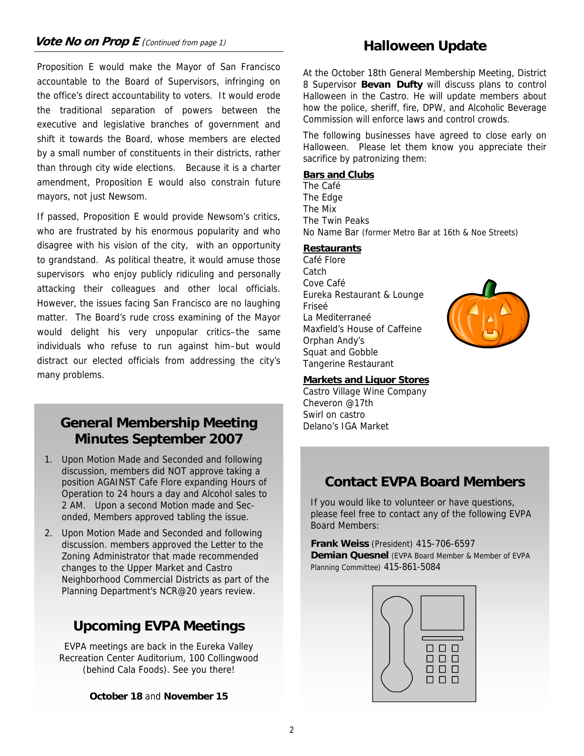## ***Vote No on Prop E*** *(Continued from page 1)*

Proposition E would make the Mayor of San Francisco accountable to the Board of Supervisors, infringing on the office's direct accountability to voters. It would erode the traditional separation of powers between the executive and legislative branches of government and shift it towards the Board, whose members are elected by a small number of constituents in their districts, rather than through city wide elections. Because it is a charter amendment, Proposition E would also constrain future mayors, not just Newsom.

If passed, Proposition E would provide Newsom's critics, who are frustrated by his enormous popularity and who disagree with his vision of the city, with an opportunity to grandstand. As political theatre, it would amuse those supervisors who enjoy publicly ridiculing and personally attacking their colleagues and other local officials. However, the issues facing San Francisco are no laughing matter. The Board's rude cross examining of the Mayor would delight his very unpopular critics–the same individuals who refuse to run against him–but would distract our elected officials from addressing the city's many problems.

## General Membership Meeting Minutes September 2007

1. Upon Motion Made and Seconded and following discussion, members did NOT approve taking a position AGAINST Cafe Flore expanding Hours of Operation to 24 hours a day and Alcohol sales to 2 AM. Upon a second Motion made and Seconded, Members approved tabling the issue.
2. Upon Motion Made and Seconded and following discussion. members approved the Letter to the Zoning Administrator that made recommended changes to the Upper Market and Castro Neighborhood Commercial Districts as part of the Planning Department's NCR@20 years review.

## Upcoming EVPA Meetings

EVPA meetings are back in the Eureka Valley Recreation Center Auditorium, 100 Collingwood (behind Cala Foods). See you there!

**October 18** and **November 15**

## Halloween Update

At the October 18th General Membership Meeting, District 8 Supervisor **Bevan Dufty** will discuss plans to control Halloween in the Castro. He will update members about how the police, sheriff, fire, DPW, and Alcoholic Beverage Commission will enforce laws and control crowds.

The following businesses have agreed to close early on Halloween. Please let them know you appreciate their sacrifice by patronizing them:

**Bars and Clubs**

The Café
The Edge
The Mix
The Twin Peaks
No Name Bar (former Metro Bar at 16th & Noe Streets)

**Restaurants**

Café Flore
Catch
Cove Café
Eureka Restaurant & Lounge
Friseé
La Mediterraneé
Maxfield's House of Caffeine
Orphan Andy's
Squat and Gobble
Tangerine Restaurant

**Markets and Liquor Stores**

Castro Village Wine Company
Cheveron @17th
Swirl on castro
Delano's IGA Market

## Contact EVPA Board Members

If you would like to volunteer or have questions, please feel free to contact any of the following EVPA Board Members:

**Frank Weiss** (President) 415-706-6597
**Demian Quesnel** (EVPA Board Member & Member of EVPA Planning Committee) 415-861-5084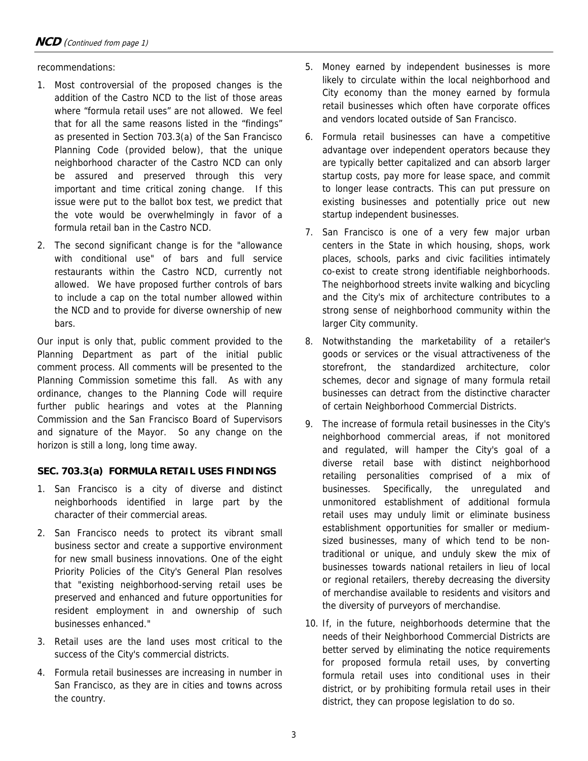**NCD** *(Continued from page 1)*

recommendations:

1. Most controversial of the proposed changes is the addition of the Castro NCD to the list of those areas where "formula retail uses" are not allowed. We feel that for all the same reasons listed in the "findings" as presented in Section 703.3(a) of the San Francisco Planning Code (provided below), that the unique neighborhood character of the Castro NCD can only be assured and preserved through this very important and time critical zoning change. If this issue were put to the ballot box test, we predict that the vote would be overwhelmingly in favor of a formula retail ban in the Castro NCD.
2. The second significant change is for the "allowance with conditional use" of bars and full service restaurants within the Castro NCD, currently not allowed. We have proposed further controls of bars to include a cap on the total number allowed within the NCD and to provide for diverse ownership of new bars.

Our input is only that, public comment provided to the Planning Department as part of the initial public comment process. All comments will be presented to the Planning Commission sometime this fall. As with any ordinance, changes to the Planning Code will require further public hearings and votes at the Planning Commission and the San Francisco Board of Supervisors and signature of the Mayor. So any change on the horizon is still a long, long time away.

**SEC. 703.3(a) FORMULA RETAIL USES FINDINGS**

1. San Francisco is a city of diverse and distinct neighborhoods identified in large part by the character of their commercial areas.
2. San Francisco needs to protect its vibrant small business sector and create a supportive environment for new small business innovations. One of the eight Priority Policies of the City's General Plan resolves that "existing neighborhood-serving retail uses be preserved and enhanced and future opportunities for resident employment in and ownership of such businesses enhanced."
3. Retail uses are the land uses most critical to the success of the City's commercial districts.
4. Formula retail businesses are increasing in number in San Francisco, as they are in cities and towns across the country.
5. Money earned by independent businesses is more likely to circulate within the local neighborhood and City economy than the money earned by formula retail businesses which often have corporate offices and vendors located outside of San Francisco.
6. Formula retail businesses can have a competitive advantage over independent operators because they are typically better capitalized and can absorb larger startup costs, pay more for lease space, and commit to longer lease contracts. This can put pressure on existing businesses and potentially price out new startup independent businesses.
7. San Francisco is one of a very few major urban centers in the State in which housing, shops, work places, schools, parks and civic facilities intimately co-exist to create strong identifiable neighborhoods. The neighborhood streets invite walking and bicycling and the City's mix of architecture contributes to a strong sense of neighborhood community within the larger City community.
8. Notwithstanding the marketability of a retailer's goods or services or the visual attractiveness of the storefront, the standardized architecture, color schemes, decor and signage of many formula retail businesses can detract from the distinctive character of certain Neighborhood Commercial Districts.
9. The increase of formula retail businesses in the City's neighborhood commercial areas, if not monitored and regulated, will hamper the City's goal of a diverse retail base with distinct neighborhood retailing personalities comprised of a mix of businesses. Specifically, the unregulated and unmonitored establishment of additional formula retail uses may unduly limit or eliminate business establishment opportunities for smaller or medium-sized businesses, many of which tend to be non-traditional or unique, and unduly skew the mix of businesses towards national retailers in lieu of local or regional retailers, thereby decreasing the diversity of merchandise available to residents and visitors and the diversity of purveyors of merchandise.
10. If, in the future, neighborhoods determine that the needs of their Neighborhood Commercial Districts are better served by eliminating the notice requirements for proposed formula retail uses, by converting formula retail uses into conditional uses in their district, or by prohibiting formula retail uses in their district, they can propose legislation to do so.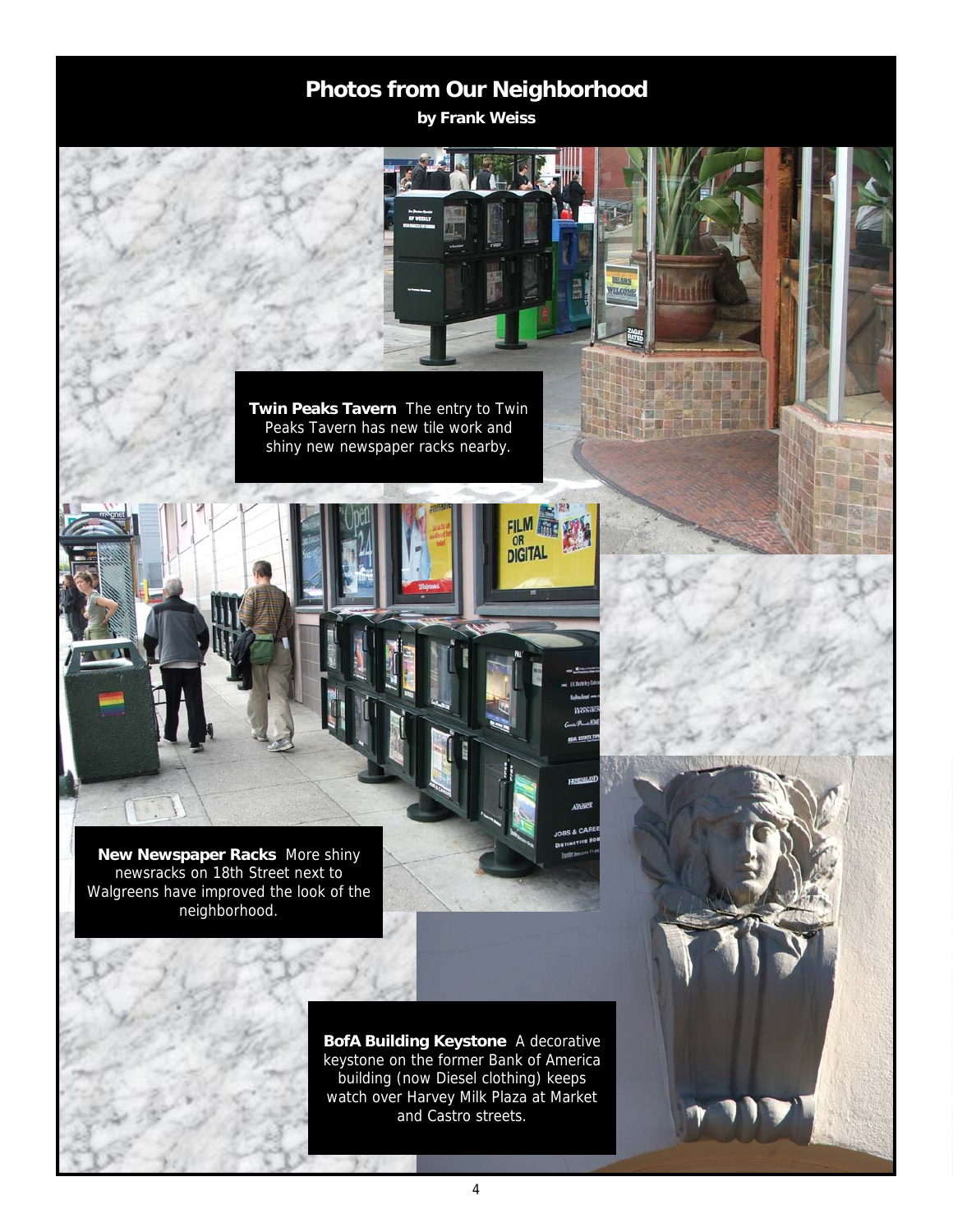# Photos from Our Neighborhood

**by Frank Weiss**

**Twin Peaks Tavern** The entry to Twin Peaks Tavern has new tile work and shiny new newspaper racks nearby.

**New Newspaper Racks** More shiny newsracks on 18th Street next to Walgreens have improved the look of the neighborhood.

**BofA Building Keystone** A decorative keystone on the former Bank of America building (now Diesel clothing) keeps watch over Harvey Milk Plaza at Market and Castro streets.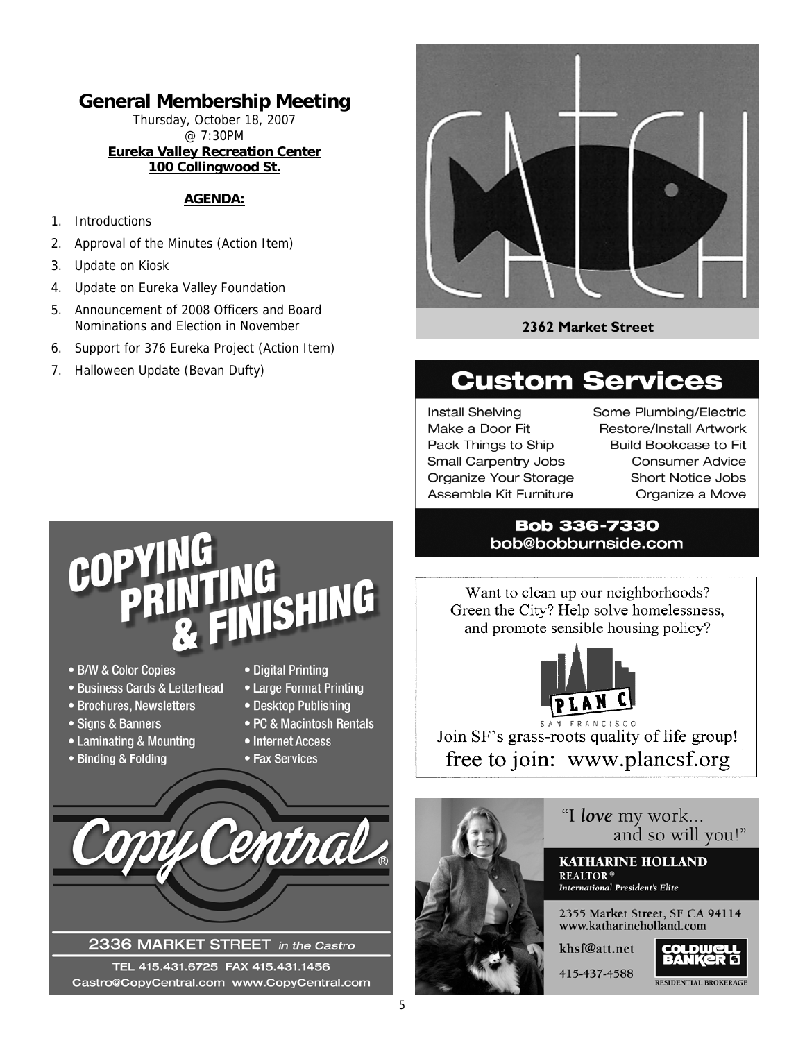## General Membership Meeting

Thursday, October 18, 2007
@ 7:30PM
**Eureka Valley Recreation Center**
**100 Collingwood St.**

**AGENDA:**

1. Introductions
2. Approval of the Minutes (Action Item)
3. Update on Kiosk
4. Update on Eureka Valley Foundation
5. Announcement of 2008 Officers and Board Nominations and Election in November
6. Support for 376 Eureka Project (Action Item)
7. Halloween Update (Bevan Dufty)

CATCH

**2362 Market Street**

## Custom Services

Install Shelving
Make a Door Fit
Pack Things to Ship
Small Carpentry Jobs
Organize Your Storage
Assemble Kit Furniture
Some Plumbing/Electric
Restore/Install Artwork
Build Bookcase to Fit
Consumer Advice
Short Notice Jobs
Organize a Move

**Bob 336-7330**
**bob@bobburnside.com**

## COPYING PRINTING & FINISHING

- B/W & Color Copies
- Business Cards & Letterhead
- Brochures, Newsletters
- Signs & Banners
- Laminating & Mounting
- Binding & Folding
- Digital Printing
- Large Format Printing
- Desktop Publishing
- PC & Macintosh Rentals
- Internet Access
- Fax Services

Copy Central®

2336 MARKET STREET *in the Castro*

TEL 415.431.6725 FAX 415.431.1456
Castro@CopyCentral.com www.CopyCentral.com

Want to clean up our neighborhoods? Green the City? Help solve homelessness, and promote sensible housing policy?

PLAN C SAN FRANCISCO

Join SF's grass-roots quality of life group!
free to join: www.plancsf.org

"I *love* my work... and so will you!"

**KATHARINE HOLLAND**
**REALTOR®**
*International President's Elite*

2355 Market Street, SF CA 94114
www.katharineholland.com

khsf@att.net

415-437-4588

COLDWELL BANKER
RESIDENTIAL BROKERAGE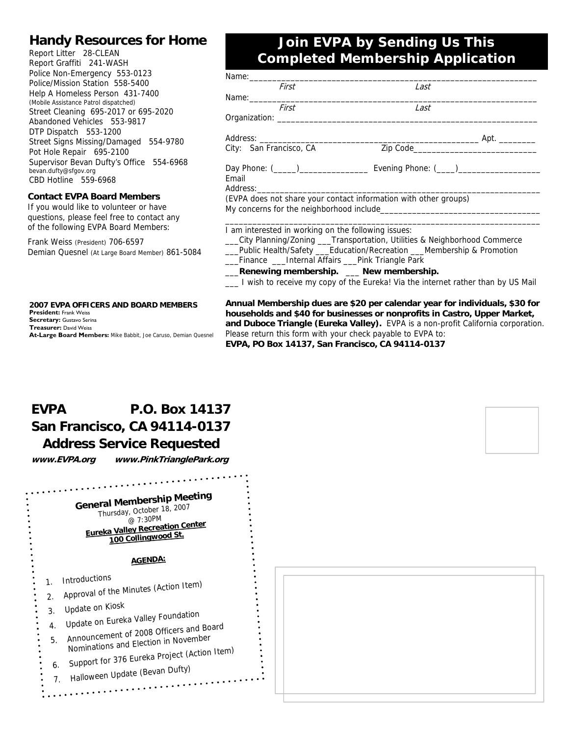## Handy Resources for Home

Report Litter 28-CLEAN
Report Graffiti 241-WASH
Police Non-Emergency 553-0123
Police/Mission Station 558-5400
Help A Homeless Person 431-7400
(Mobile Assistance Patrol dispatched)
Street Cleaning 695-2017 or 695-2020
Abandoned Vehicles 553-9817
DTP Dispatch 553-1200
Street Signs Missing/Damaged 554-9780
Pot Hole Repair 695-2100
Supervisor Bevan Dufty's Office 554-6968
bevan.dufty@sfgov.org
CBD Hotline 559-6968

### Contact EVPA Board Members

If you would like to volunteer or have questions, please feel free to contact any of the following EVPA Board Members:

Frank Weiss (President) 706-6597
Demian Quesnel (At Large Board Member) 861-5084

**2007 EVPA OFFICERS AND BOARD MEMBERS**
**President:** Frank Weiss
**Secretary:** Gustavo Serina
**Treasurer:** David Weiss
**At-Large Board Members:** Mike Babbit, Joe Caruso, Demian Quesnel

## Join EVPA by Sending Us This Completed Membership Application

Name:________________________________________________
*First* *Last*
Name:________________________________________________
*First* *Last*
Organization: ___________________________________________

Address: ____________________________________ Apt. ________
City: San Francisco, CA Zip Code__________________________

Day Phone: (_____)_______________ Evening Phone: (____)_________________
Email Address:__________________________________________________
(EVPA does not share your contact information with other groups)
My concerns for the neighborhood include___________________________________
_____________________________________________________________________

I am interested in working on the following issues:
___City Planning/Zoning ___Transportation, Utilities & Neighborhood Commerce
___Public Health/Safety ___Education/Recreation ___Membership & Promotion
___Finance ___Internal Affairs ___Pink Triangle Park
___**Renewing membership.** ___ **New membership.**
___ I wish to receive my copy of the Eureka! Via the internet rather than by US Mail

**Annual Membership dues are $20 per calendar year for individuals, $30 for households and $40 for businesses or nonprofits in Castro, Upper Market, and Duboce Triangle (Eureka Valley).** EVPA is a non-profit California corporation. Please return this form with your check payable to EVPA to:
**EVPA, PO Box 14137, San Francisco, CA 94114-0137**

**EVPA P.O. Box 14137**
**San Francisco, CA 94114-0137**
**Address Service Requested**

***www.EVPA.org www.PinkTrianglePark.org***

### General Membership Meeting

Thursday, October 18, 2007
@ 7:30PM
**Eureka Valley Recreation Center**
**100 Collingwood St.**

**AGENDA:**

1. Introductions
2. Approval of the Minutes (Action Item)
3. Update on Kiosk
4. Update on Eureka Valley Foundation
5. Announcement of 2008 Officers and Board Nominations and Election in November
6. Support for 376 Eureka Project (Action Item)
7. Halloween Update (Bevan Dufty)